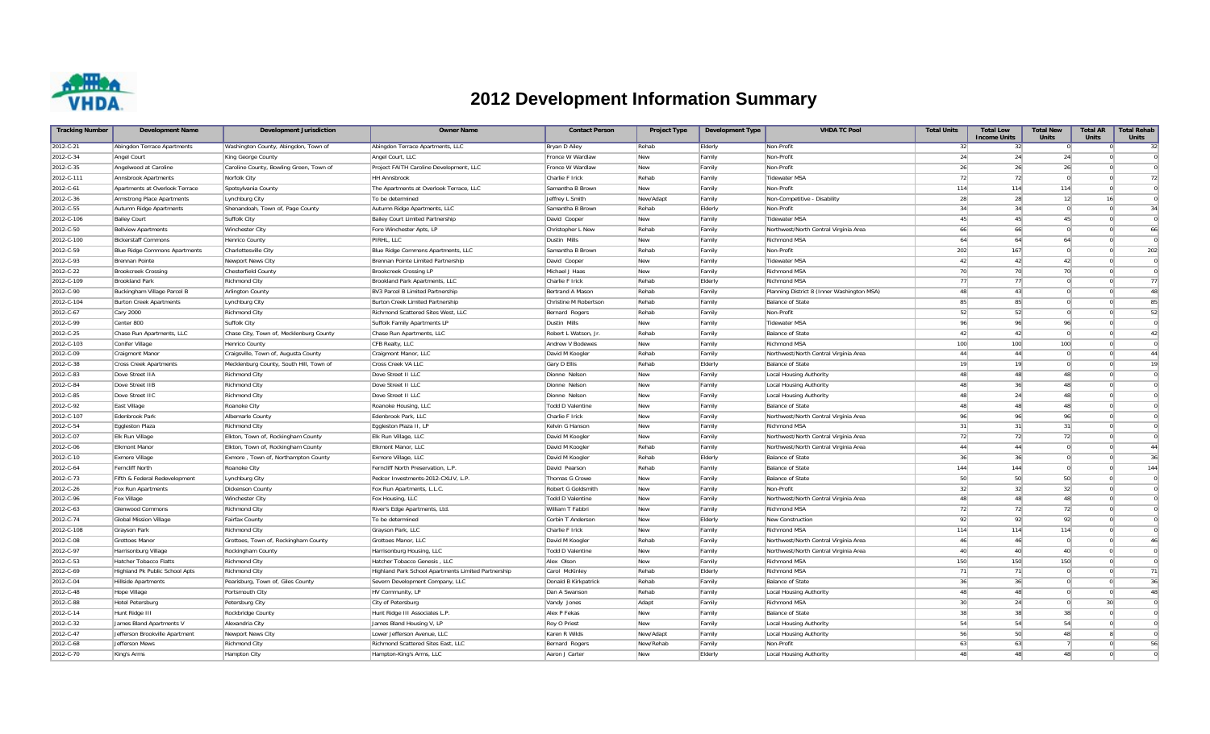# 2012 Development Information Summary

| Tracking Number | Development Name | Development Jurisdiction | Owner Name | Contact Person | Project Type | Development Type | VHDA TC Pool | Total Units | Total Low Income Units | Total New Units | Total AR Units | Total Rehab Units |
|---|---|---|---|---|---|---|---|---|---|---|---|---|
| 2012-C-21 | Abingdon Terrace Apartments | Washington County, Abingdon, Town of | Abingdon Terrace Apartments, LLC | Bryan D Alley | Rehab | Elderly | Non-Profit | 32 | 32 | 0 | 0 | 32 |
| 2012-C-34 | Angel Court | King George County | Angel Court, LLC | Fronce W Wardlaw | New | Family | Non-Profit | 24 | 24 | 24 | 0 | 0 |
| 2012-C-35 | Angelwood at Caroline | Caroline County, Bowling Green, Town of | Project FAITH Caroline Development, LLC | Fronce W Wardlaw | New | Family | Non-Profit | 26 | 26 | 26 | 0 | 0 |
| 2012-C-111 | Annsbrook Apartments | Norfolk City | HH Annsbrook | Charlie F Irick | Rehab | Family | Tidewater MSA | 72 | 72 | 0 | 0 | 72 |
| 2012-C-61 | Apartments at Overlook Terrace | Spotsylvania County | The Apartments at Overlook Terrace, LLC | Samantha B Brown | New | Family | Non-Profit | 114 | 114 | 114 | 0 | 0 |
| 2012-C-36 | Armstrong Place Apartments | Lynchburg City | To be determined | Jeffrey L Smith | New/Adapt | Family | Non-Competitive - Disability | 28 | 28 | 12 | 16 | 0 |
| 2012-C-55 | Autumn Ridge Apartments | Shenandoah, Town of, Page County | Autumn Ridge Apartments, LLC | Samantha B Brown | Rehab | Elderly | Non-Profit | 34 | 34 | 0 | 0 | 34 |
| 2012-C-106 | Bailey Court | Suffolk City | Bailey Court Limited Partnership | David Cooper | New | Family | Tidewater MSA | 45 | 45 | 45 | 0 | 0 |
| 2012-C-50 | Bellview Apartments | Winchester City | Fore Winchester Apts, LP | Christopher L New | Rehab | Family | Northwest/North Central Virginia Area | 66 | 66 | 0 | 0 | 66 |
| 2012-C-100 | Bickerstaff Commons | Henrico County | PIRHL, LLC | Dustin Mills | New | Family | Richmond MSA | 64 | 64 | 64 | 0 | 0 |
| 2012-C-59 | Blue Ridge Commons Apartments | Charlottesville City | Blue Ridge Commons Apartments, LLC | Samantha B Brown | Rehab | Family | Non-Profit | 202 | 167 | 0 | 0 | 202 |
| 2012-C-93 | Brennan Pointe | Newport News City | Brennan Pointe Limited Partnership | David Cooper | New | Family | Tidewater MSA | 42 | 42 | 42 | 0 | 0 |
| 2012-C-22 | Brookcreek Crossing | Chesterfield County | Brookcreek Crossing LP | Michael J Haas | New | Family | Richmond MSA | 70 | 70 | 70 | 0 | 0 |
| 2012-C-109 | Brookland Park | Richmond City | Brookland Park Apartments, LLC | Charlie F Irick | Rehab | Elderly | Richmond MSA | 77 | 77 | 0 | 0 | 77 |
| 2012-C-90 | Buckingham Village Parcel B | Arlington County | BV3 Parcel B Limited Partnership | Bertrand A Mason | Rehab | Family | Planning District 8 (Inner Washington MSA) | 48 | 43 | 0 | 0 | 48 |
| 2012-C-104 | Burton Creek Apartments | Lynchburg City | Burton Creek Limited Partnership | Christine M Robertson | Rehab | Family | Balance of State | 85 | 85 | 0 | 0 | 85 |
| 2012-C-67 | Cary 2000 | Richmond City | Richmond Scattered Sites West, LLC | Bernard Rogers | Rehab | Family | Non-Profit | 52 | 52 | 0 | 0 | 52 |
| 2012-C-99 | Center 800 | Suffolk City | Suffolk Family Apartments LP | Dustin Mills | New | Family | Tidewater MSA | 96 | 96 | 96 | 0 | 0 |
| 2012-C-25 | Chase Run Apartments, LLC | Chase City, Town of, Mecklenburg County | Chase Run Apartments, LLC | Robert L Watson, Jr. | Rehab | Family | Balance of State | 42 | 42 | 0 | 0 | 42 |
| 2012-C-103 | Conifer Village | Henrico County | CFB Realty, LLC | Andrew V Bodewes | New | Family | Richmond MSA | 100 | 100 | 100 | 0 | 0 |
| 2012-C-09 | Craigmont Manor | Craigsville, Town of, Augusta County | Craigmont Manor, LLC | David M Koogler | Rehab | Family | Northwest/North Central Virginia Area | 44 | 44 | 0 | 0 | 44 |
| 2012-C-38 | Cross Creek Apartments | Mecklenburg County, South Hill, Town of | Cross Creek VA LLC | Gary D Ellis | Rehab | Elderly | Balance of State | 19 | 19 | 0 | 0 | 19 |
| 2012-C-83 | Dove Street IIA | Richmond City | Dove Street II LLC | Dionne Nelson | New | Family | Local Housing Authority | 48 | 48 | 48 | 0 | 0 |
| 2012-C-84 | Dove Street IIB | Richmond City | Dove Street II LLC | Dionne Nelson | New | Family | Local Housing Authority | 48 | 36 | 48 | 0 | 0 |
| 2012-C-85 | Dove Street IIC | Richmond City | Dove Street II LLC | Dionne Nelson | New | Family | Local Housing Authority | 48 | 24 | 48 | 0 | 0 |
| 2012-C-92 | East Village | Roanoke City | Roanoke Housing, LLC | Todd D Valentine | New | Family | Balance of State | 48 | 48 | 48 | 0 | 0 |
| 2012-C-107 | Edenbrook Park | Albemarle County | Edenbrook Park, LLC | Charlie F Irick | New | Family | Northwest/North Central Virginia Area | 96 | 96 | 96 | 0 | 0 |
| 2012-C-54 | Eggleston Plaza | Richmond City | Eggleston Plaza II, LP | Kelvin G Hanson | New | Family | Richmond MSA | 31 | 31 | 31 | 0 | 0 |
| 2012-C-07 | Elk Run Village | Elkton, Town of, Rockingham County | Elk Run Village, LLC | David M Koogler | New | Family | Northwest/North Central Virginia Area | 72 | 72 | 72 | 0 | 0 |
| 2012-C-06 | Elkmont Manor | Elkton, Town of, Rockingham County | Elkmont Manor, LLC | David M Koogler | Rehab | Family | Northwest/North Central Virginia Area | 44 | 44 | 0 | 0 | 44 |
| 2012-C-10 | Exmore Village | Exmore , Town of, Northampton County | Exmore Village, LLC | David M Koogler | Rehab | Elderly | Balance of State | 36 | 36 | 0 | 0 | 36 |
| 2012-C-64 | Ferncliff North | Roanoke City | Ferncliff North Preservation, L.P. | David Pearson | Rehab | Family | Balance of State | 144 | 144 | 0 | 0 | 144 |
| 2012-C-73 | Fifth & Federal Redevelopment | Lynchburg City | Pedcor Investments-2012-CXLIV, L.P. | Thomas G Crowe | New | Family | Balance of State | 50 | 50 | 50 | 0 | 0 |
| 2012-C-26 | Fox Run Apartments | Dickenson County | Fox Run Apartments, L.L.C. | Robert G Goldsmith | New | Family | Non-Profit | 32 | 32 | 32 | 0 | 0 |
| 2012-C-96 | Fox Village | Winchester City | Fox Housing, LLC | Todd D Valentine | New | Family | Northwest/North Central Virginia Area | 48 | 48 | 48 | 0 | 0 |
| 2012-C-63 | Glenwood Commons | Richmond City | River's Edge Apartments, Ltd. | William T Fabbri | New | Family | Richmond MSA | 72 | 72 | 72 | 0 | 0 |
| 2012-C-74 | Global Mission Village | Fairfax County | To be determined | Corbin T Anderson | New | Elderly | New Construction | 92 | 92 | 92 | 0 | 0 |
| 2012-C-108 | Grayson Park | Richmond City | Grayson Park, LLC | Charlie F Irick | New | Family | Richmond MSA | 114 | 114 | 114 | 0 | 0 |
| 2012-C-08 | Grottoes Manor | Grottoes, Town of, Rockingham County | Grottoes Manor, LLC | David M Koogler | Rehab | Family | Northwest/North Central Virginia Area | 46 | 46 | 0 | 0 | 46 |
| 2012-C-97 | Harrisonburg Village | Rockingham County | Harrisonburg Housing, LLC | Todd D Valentine | New | Family | Northwest/North Central Virginia Area | 40 | 40 | 40 | 0 | 0 |
| 2012-C-53 | Hatcher Tobacco Flatts | Richmond City | Hatcher Tobacco Genesis , LLC | Alex Olson | New | Family | Richmond MSA | 150 | 150 | 150 | 0 | 0 |
| 2012-C-69 | Highland Pk Public School Apts | Richmond City | Highland Park School Apartments Limited Partnership | Carol McKinley | Rehab | Elderly | Richmond MSA | 71 | 71 | 0 | 0 | 71 |
| 2012-C-04 | Hillside Apartments | Pearisburg, Town of, Giles County | Severn Development Company, LLC | Donald B Kirkpatrick | Rehab | Family | Balance of State | 36 | 36 | 0 | 0 | 36 |
| 2012-C-48 | Hope Village | Portsmouth City | HV Community, LP | Dan A Swanson | Rehab | Family | Local Housing Authority | 48 | 48 | 0 | 0 | 48 |
| 2012-C-88 | Hotel Petersburg | Petersburg City | City of Petersburg | Vandy Jones | Adapt | Family | Richmond MSA | 30 | 24 | 0 | 30 | 0 |
| 2012-C-14 | Hunt Ridge III | Rockbridge County | Hunt Ridge III Associates L.P. | Alex P Fekas | New | Family | Balance of State | 38 | 38 | 38 | 0 | 0 |
| 2012-C-32 | James Bland Apartments V | Alexandria City | James Bland Housing V, LP | Roy O Priest | New | Family | Local Housing Authority | 54 | 54 | 54 | 0 | 0 |
| 2012-C-47 | Jefferson Brookville Apartment | Newport News City | Lower Jefferson Avenue, LLC | Karen R Wilds | New/Adapt | Family | Local Housing Authority | 56 | 50 | 48 | 8 | 0 |
| 2012-C-68 | Jefferson Mews | Richmond City | Richmond Scattered Sites East, LLC | Bernard Rogers | New/Rehab | Family | Non-Profit | 63 | 63 | 7 | 0 | 56 |
| 2012-C-70 | King's Arms | Hampton City | Hampton-King's Arms, LLC | Aaron J Carter | New | Elderly | Local Housing Authority | 48 | 48 | 48 | 0 | 0 |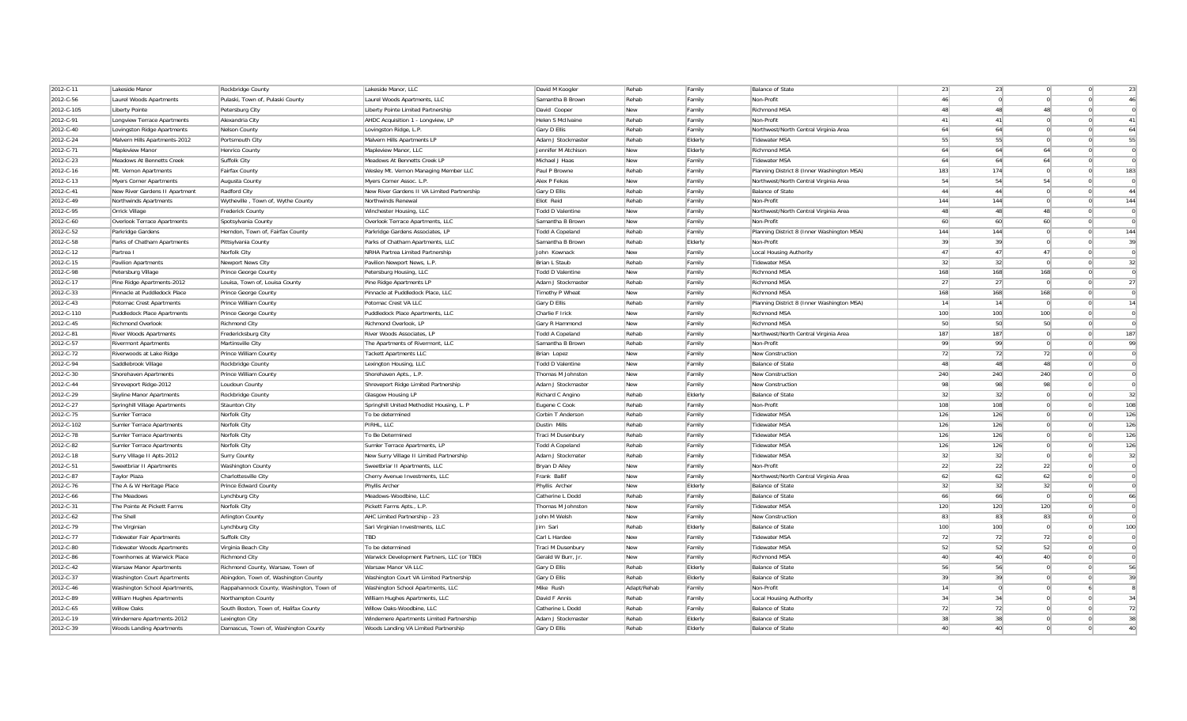| | | | | | | | | | | | | |
|---|---|---|---|---|---|---|---|---|---|---|---|---|
| 2012-C-11 | Lakeside Manor | Rockbridge County | Lakeside Manor, LLC | David M Koogler | Rehab | Family | Balance of State | 23 | 23 | 0 | 0 | 23 |
| 2012-C-56 | Laurel Woods Apartments | Pulaski, Town of, Pulaski County | Laurel Woods Apartments, LLC | Samantha B Brown | Rehab | Family | Non-Profit | 46 | 0 | 0 | 0 | 46 |
| 2012-C-105 | Liberty Pointe | Petersburg City | Liberty Pointe Limited Partnership | David Cooper | New | Family | Richmond MSA | 48 | 48 | 48 | 0 | 0 |
| 2012-C-91 | Longview Terrace Apartments | Alexandria City | AHDC Acquisition 1 - Longview, LP | Helen S McIlvaine | Rehab | Family | Non-Profit | 41 | 41 | 0 | 0 | 41 |
| 2012-C-40 | Lovingston Ridge Apartments | Nelson County | Lovingston Ridge, L.P. | Gary D Ellis | Rehab | Family | Northwest/North Central Virginia Area | 64 | 64 | 0 | 0 | 64 |
| 2012-C-24 | Malvern Hills Apartments-2012 | Portsmouth City | Malvern Hills Apartments LP | Adam J Stockmaster | Rehab | Elderly | Tidewater MSA | 55 | 55 | 0 | 0 | 55 |
| 2012-C-71 | Mapleview Manor | Henrico County | Mapleview Manor, LLC | Jennifer M Atchison | New | Elderly | Richmond MSA | 64 | 64 | 64 | 0 | 0 |
| 2012-C-23 | Meadows At Bennetts Creek | Suffolk City | Meadows At Bennetts Creek LP | Michael J Haas | New | Family | Tidewater MSA | 64 | 64 | 64 | 0 | 0 |
| 2012-C-16 | Mt. Vernon Apartments | Fairfax County | Wesley Mt. Vernon Managing Member LLC | Paul P Browne | Rehab | Family | Planning District 8 (Inner Washington MSA) | 183 | 174 | 0 | 0 | 183 |
| 2012-C-13 | Myers Corner Apartments | Augusta County | Myers Corner Assoc. L.P. | Alex P Fekas | New | Family | Northwest/North Central Virginia Area | 54 | 54 | 54 | 0 | 0 |
| 2012-C-41 | New River Gardens II Apartment | Radford City | New River Gardens II VA Limited Partnership | Gary D Ellis | Rehab | Family | Balance of State | 44 | 44 | 0 | 0 | 44 |
| 2012-C-49 | Northwinds Apartments | Wytheville , Town of, Wythe County | Northwinds Renewal | Eliot Reid | Rehab | Family | Non-Profit | 144 | 144 | 0 | 0 | 144 |
| 2012-C-95 | Orrick Village | Frederick County | Winchester Housing, LLC | Todd D Valentine | New | Family | Northwest/North Central Virginia Area | 48 | 48 | 48 | 0 | 0 |
| 2012-C-60 | Overlook Terrace Apartments | Spotsylvania County | Overlook Terrace Apartments, LLC | Samantha B Brown | New | Family | Non-Profit | 60 | 60 | 60 | 0 | 0 |
| 2012-C-52 | Parkridge Gardens | Herndon, Town of, Fairfax County | Parkridge Gardens Associates, LP | Todd A Copeland | Rehab | Family | Planning District 8 (Inner Washington MSA) | 144 | 144 | 0 | 0 | 144 |
| 2012-C-58 | Parks of Chatham Apartments | Pittsylvania County | Parks of Chatham Apartments, LLC | Samantha B Brown | Rehab | Elderly | Non-Profit | 39 | 39 | 0 | 0 | 39 |
| 2012-C-12 | Partrea I | Norfolk City | NRHA Partrea Limited Partnership | John Kownack | New | Family | Local Housing Authority | 47 | 47 | 47 | 0 | 0 |
| 2012-C-15 | Pavilion Apartments | Newport News City | Pavilion Newport News, L.P. | Brian L Staub | Rehab | Family | Tidewater MSA | 32 | 32 | 0 | 0 | 32 |
| 2012-C-98 | Petersburg Village | Prince George County | Petersburg Housing, LLC | Todd D Valentine | New | Family | Richmond MSA | 168 | 168 | 168 | 0 | 0 |
| 2012-C-17 | Pine Ridge Apartments-2012 | Louisa, Town of, Louisa County | Pine Ridge Apartments LP | Adam J Stockmaster | Rehab | Family | Richmond MSA | 27 | 27 | 0 | 0 | 27 |
| 2012-C-33 | Pinnacle at Puddledock Place | Prince George County | Pinnacle at Puddledock Place, LLC | Timothy P Wheat | New | Family | Richmond MSA | 168 | 168 | 168 | 0 | 0 |
| 2012-C-43 | Potomac Crest Apartments | Prince William County | Potomac Crest VA LLC | Gary D Ellis | Rehab | Family | Planning District 8 (Inner Washington MSA) | 14 | 14 | 0 | 0 | 14 |
| 2012-C-110 | Puddledock Place Apartments | Prince George County | Puddledock Place Apartments, LLC | Charlie F Irick | New | Family | Richmond MSA | 100 | 100 | 100 | 0 | 0 |
| 2012-C-45 | Richmond Overlook | Richmond City | Richmond Overlook, LP | Gary R Hammond | New | Family | Richmond MSA | 50 | 50 | 50 | 0 | 0 |
| 2012-C-81 | River Woods Apartments | Fredericksburg City | River Woods Associates, LP | Todd A Copeland | Rehab | Family | Northwest/North Central Virginia Area | 187 | 187 | 0 | 0 | 187 |
| 2012-C-57 | Rivermont Apartments | Martinsville City | The Apartments of Rivermont, LLC | Samantha B Brown | Rehab | Family | Non-Profit | 99 | 99 | 0 | 0 | 99 |
| 2012-C-72 | Riverwoods at Lake Ridge | Prince William County | Tackett Apartments LLC | Brian Lopez | New | Family | New Construction | 72 | 72 | 72 | 0 | 0 |
| 2012-C-94 | Saddlebrook Village | Rockbridge County | Lexington Housing, LLC | Todd D Valentine | New | Family | Balance of State | 48 | 48 | 48 | 0 | 0 |
| 2012-C-30 | Shorehaven Apartments | Prince William County | Shorehaven Apts., L.P. | Thomas M Johnston | New | Family | New Construction | 240 | 240 | 240 | 0 | 0 |
| 2012-C-44 | Shreveport Ridge-2012 | Loudoun County | Shreveport Ridge Limited Partnership | Adam J Stockmaster | New | Family | New Construction | 98 | 98 | 98 | 0 | 0 |
| 2012-C-29 | Skyline Manor Apartments | Rockbridge County | Glasgow Housing LP | Richard C Angino | Rehab | Elderly | Balance of State | 32 | 32 | 0 | 0 | 32 |
| 2012-C-27 | Springhill Village Apartments | Staunton City | Springhill United Methodist Housing, L. P | Eugene C Cook | Rehab | Family | Non-Profit | 108 | 108 | 0 | 0 | 108 |
| 2012-C-75 | Sumler Terrace | Norfolk City | To be determined | Corbin T Anderson | Rehab | Family | Tidewater MSA | 126 | 126 | 0 | 0 | 126 |
| 2012-C-102 | Sumler Terrace Apartments | Norfolk City | PIRHL, LLC | Dustin Mills | Rehab | Family | Tidewater MSA | 126 | 126 | 0 | 0 | 126 |
| 2012-C-78 | Sumler Terrace Apartments | Norfolk City | To Be Determined | Traci M Dusenbury | Rehab | Family | Tidewater MSA | 126 | 126 | 0 | 0 | 126 |
| 2012-C-82 | Sumler Terrace Apartments | Norfolk City | Sumler Terrace Apartments, LP | Todd A Copeland | Rehab | Family | Tidewater MSA | 126 | 126 | 0 | 0 | 126 |
| 2012-C-18 | Surry Village II Apts-2012 | Surry County | New Surry Village II Limited Partnership | Adam J Stockmaster | Rehab | Family | Tidewater MSA | 32 | 32 | 0 | 0 | 32 |
| 2012-C-51 | Sweetbriar II Apartments | Washington County | Sweetbriar II Apartments, LLC | Bryan D Alley | New | Family | Non-Profit | 22 | 22 | 22 | 0 | 0 |
| 2012-C-87 | Taylor Plaza | Charlottesville City | Cherry Avenue Investments, LLC | Frank Ballif | New | Family | Northwest/North Central Virginia Area | 62 | 62 | 62 | 0 | 0 |
| 2012-C-76 | The A & W Heritage Place | Prince Edward County | Phyllis Archer | Phyllis Archer | New | Elderly | Balance of State | 32 | 32 | 32 | 0 | 0 |
| 2012-C-66 | The Meadows | Lynchburg City | Meadows-Woodbine, LLC | Catherine L Dodd | Rehab | Family | Balance of State | 66 | 66 | 0 | 0 | 66 |
| 2012-C-31 | The Pointe At Pickett Farms | Norfolk City | Pickett Farms Apts., L.P. | Thomas M Johnston | New | Family | Tidewater MSA | 120 | 120 | 120 | 0 | 0 |
| 2012-C-62 | The Shell | Arlington County | AHC Limited Partnership - 23 | John M Welsh | New | Family | New Construction | 83 | 83 | 83 | 0 | 0 |
| 2012-C-79 | The Virginian | Lynchburg City | Sari Virginian Investments, LLC | Jim Sari | Rehab | Elderly | Balance of State | 100 | 100 | 0 | 0 | 100 |
| 2012-C-77 | Tidewater Fair Apartments | Suffolk City | TBD | Carl L Hardee | New | Family | Tidewater MSA | 72 | 72 | 72 | 0 | 0 |
| 2012-C-80 | Tidewater Woods Apartments | Virginia Beach City | To be determined | Traci M Dusenbury | New | Family | Tidewater MSA | 52 | 52 | 52 | 0 | 0 |
| 2012-C-86 | Townhomes at Warwick Place | Richmond City | Warwick Development Partners, LLC (or TBD) | Gerald W Burr, Jr. | New | Family | Richmond MSA | 40 | 40 | 40 | 0 | 0 |
| 2012-C-42 | Warsaw Manor Apartments | Richmond County, Warsaw, Town of | Warsaw Manor VA LLC | Gary D Ellis | Rehab | Elderly | Balance of State | 56 | 56 | 0 | 0 | 56 |
| 2012-C-37 | Washington Court Apartments | Abingdon, Town of, Washington County | Washington Court VA Limited Partnership | Gary D Ellis | Rehab | Elderly | Balance of State | 39 | 39 | 0 | 0 | 39 |
| 2012-C-46 | Washington School Apartments, | Rappahannock County, Washington, Town of | Washington School Apartments, LLC | Mike Rush | Adapt/Rehab | Family | Non-Profit | 14 | 0 | 0 | 6 | 8 |
| 2012-C-89 | William Hughes Apartments | Northampton County | William Hughes Apartments, LLC | David F Annis | Rehab | Family | Local Housing Authority | 34 | 34 | 0 | 0 | 34 |
| 2012-C-65 | Willow Oaks | South Boston, Town of, Halifax County | Willow Oaks-Woodbine, LLC | Catherine L Dodd | Rehab | Family | Balance of State | 72 | 72 | 0 | 0 | 72 |
| 2012-C-19 | Windemere Apartments-2012 | Lexington City | Windemere Apartments Limited Partnership | Adam J Stockmaster | Rehab | Elderly | Balance of State | 38 | 38 | 0 | 0 | 38 |
| 2012-C-39 | Woods Landing Apartments | Damascus, Town of, Washington County | Woods Landing VA Limited Partnership | Gary D Ellis | Rehab | Elderly | Balance of State | 40 | 40 | 0 | 0 | 40 |